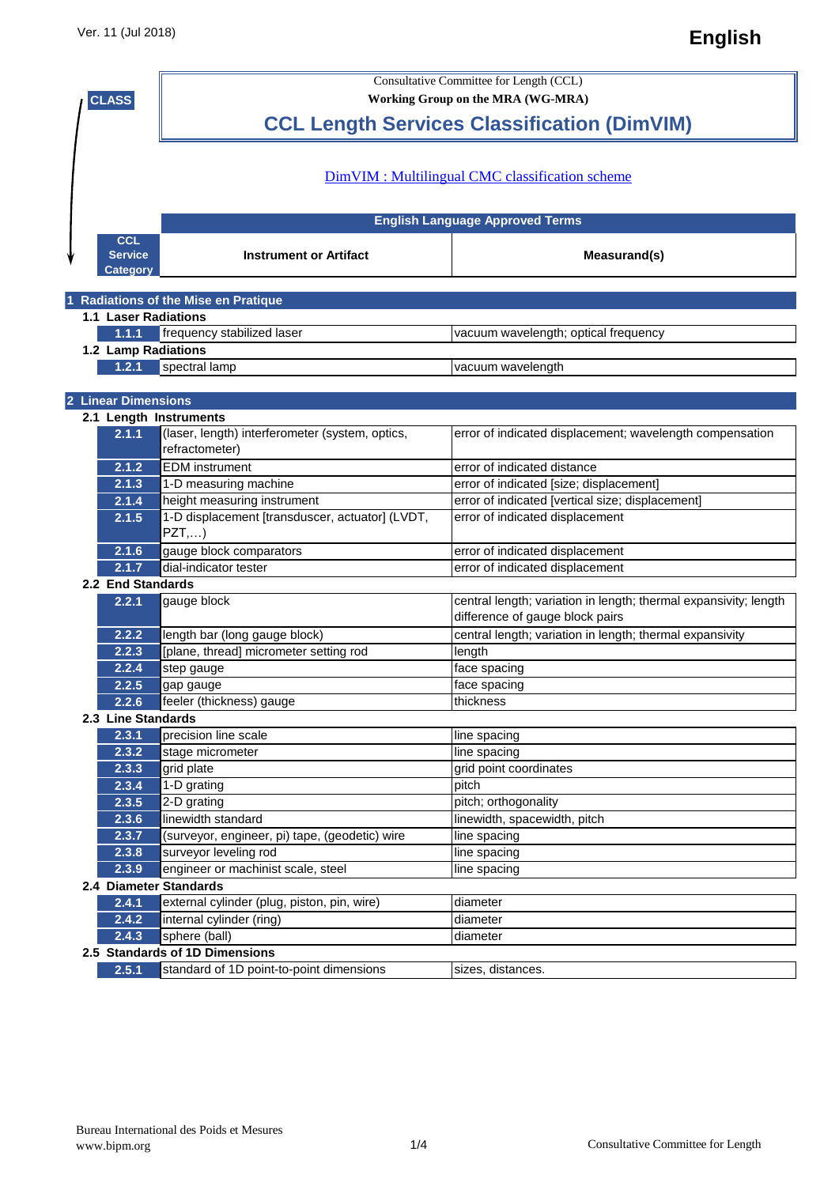Ver. 11 (Jul 2018)

**English**

**CLASS**

Consultative Committee for Length (CCL)

**Working Group on the MRA (WG-MRA)**

# CCL Length Services Classification (DimVIM)

DimVIM : Multilingual CMC classification scheme

| CCL Service Category | English Language Approved Terms | |
|---|---|---|
| | **Instrument or Artifact** | **Measurand(s)** |
| **1 Radiations of the Mise en Pratique** | | |
| **1.1 Laser Radiations** | | |
| 1.1.1 | frequency stabilized laser | vacuum wavelength; optical frequency |
| **1.2 Lamp Radiations** | | |
| 1.2.1 | spectral lamp | vacuum wavelength |
| **2 Linear Dimensions** | | |
| **2.1 Length Instruments** | | |
| 2.1.1 | (laser, length) interferometer (system, optics, refractometer) | error of indicated displacement; wavelength compensation |
| 2.1.2 | EDM instrument | error of indicated distance |
| 2.1.3 | 1-D measuring machine | error of indicated [size; displacement] |
| 2.1.4 | height measuring instrument | error of indicated [vertical size; displacement] |
| 2.1.5 | 1-D displacement [transducer, actuator] (LVDT, PZT,…) | error of indicated displacement |
| 2.1.6 | gauge block comparators | error of indicated displacement |
| 2.1.7 | dial-indicator tester | error of indicated displacement |
| **2.2 End Standards** | | |
| 2.2.1 | gauge block | central length; variation in length; thermal expansivity; length difference of gauge block pairs |
| 2.2.2 | length bar (long gauge block) | central length; variation in length; thermal expansivity |
| 2.2.3 | [plane, thread] micrometer setting rod | length |
| 2.2.4 | step gauge | face spacing |
| 2.2.5 | gap gauge | face spacing |
| 2.2.6 | feeler (thickness) gauge | thickness |
| **2.3 Line Standards** | | |
| 2.3.1 | precision line scale | line spacing |
| 2.3.2 | stage micrometer | line spacing |
| 2.3.3 | grid plate | grid point coordinates |
| 2.3.4 | 1-D grating | pitch |
| 2.3.5 | 2-D grating | pitch; orthogonality |
| 2.3.6 | linewidth standard | linewidth, spacewidth, pitch |
| 2.3.7 | (surveyor, engineer, pi) tape, (geodetic) wire | line spacing |
| 2.3.8 | surveyor leveling rod | line spacing |
| 2.3.9 | engineer or machinist scale, steel | line spacing |
| **2.4 Diameter Standards** | | |
| 2.4.1 | external cylinder (plug, piston, pin, wire) | diameter |
| 2.4.2 | internal cylinder (ring) | diameter |
| 2.4.3 | sphere (ball) | diameter |
| **2.5 Standards of 1D Dimensions** | | |
| 2.5.1 | standard of 1D point-to-point dimensions | sizes, distances. |

Bureau International des Poids et Mesures
www.bipm.org

Consultative Committee for Length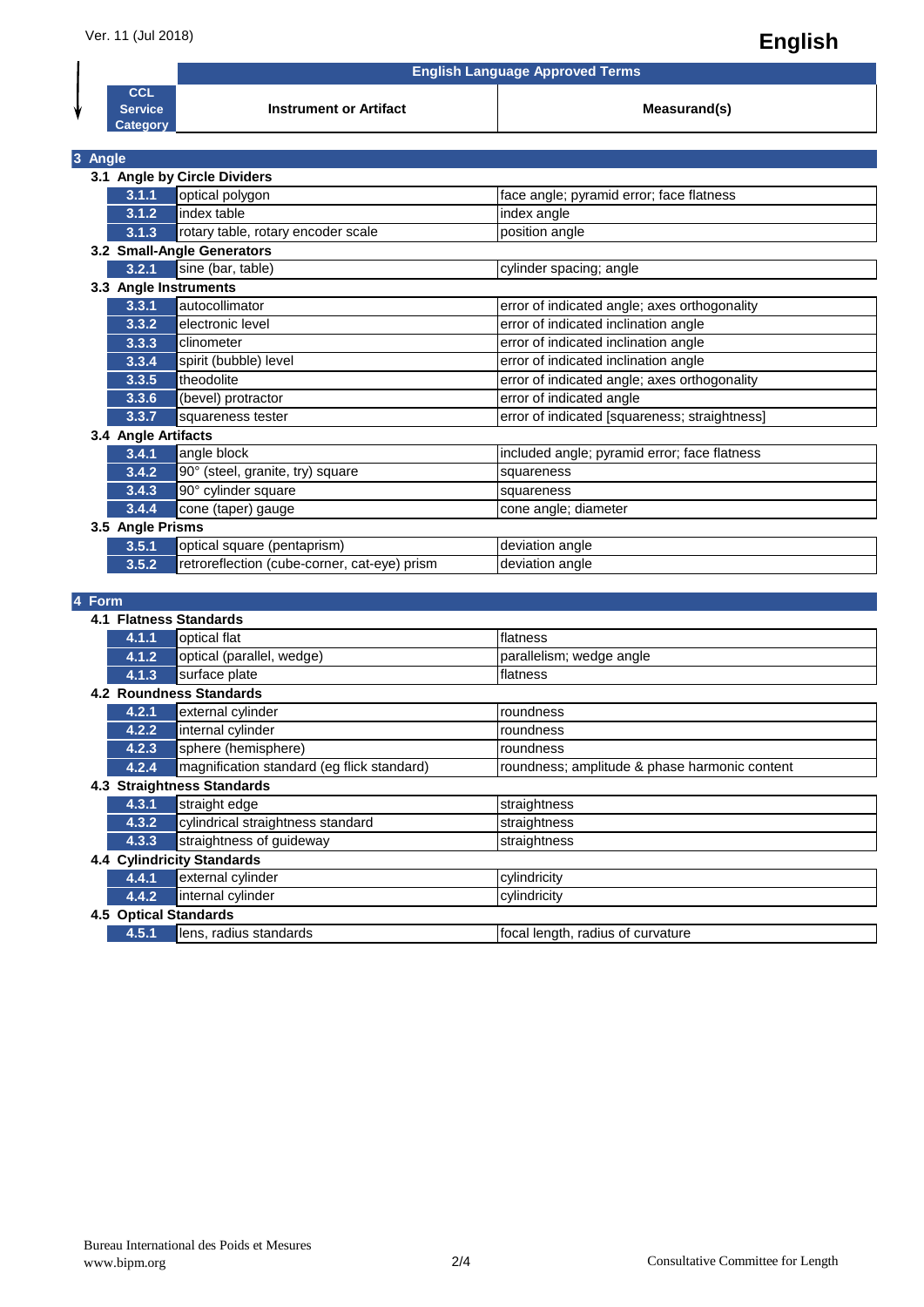Ver. 11 (Jul 2018)

**English**

| CCL Service Category | Instrument or Artifact | Measurand(s) |
|---|---|---|
| | **English Language Approved Terms** | |
| **3 Angle** | | |
| **3.1 Angle by Circle Dividers** | | |
| 3.1.1 | optical polygon | face angle; pyramid error; face flatness |
| 3.1.2 | index table | index angle |
| 3.1.3 | rotary table, rotary encoder scale | position angle |
| **3.2 Small-Angle Generators** | | |
| 3.2.1 | sine (bar, table) | cylinder spacing; angle |
| **3.3 Angle Instruments** | | |
| 3.3.1 | autocollimator | error of indicated angle; axes orthogonality |
| 3.3.2 | electronic level | error of indicated inclination angle |
| 3.3.3 | clinometer | error of indicated inclination angle |
| 3.3.4 | spirit (bubble) level | error of indicated inclination angle |
| 3.3.5 | theodolite | error of indicated angle; axes orthogonality |
| 3.3.6 | (bevel) protractor | error of indicated angle |
| 3.3.7 | squareness tester | error of indicated [squareness; straightness] |
| **3.4 Angle Artifacts** | | |
| 3.4.1 | angle block | included angle; pyramid error; face flatness |
| 3.4.2 | 90° (steel, granite, try) square | squareness |
| 3.4.3 | 90° cylinder square | squareness |
| 3.4.4 | cone (taper) gauge | cone angle; diameter |
| **3.5 Angle Prisms** | | |
| 3.5.1 | optical square (pentaprism) | deviation angle |
| 3.5.2 | retroreflection (cube-corner, cat-eye) prism | deviation angle |
| **4 Form** | | |
| **4.1 Flatness Standards** | | |
| 4.1.1 | optical flat | flatness |
| 4.1.2 | optical (parallel, wedge) | parallelism; wedge angle |
| 4.1.3 | surface plate | flatness |
| **4.2 Roundness Standards** | | |
| 4.2.1 | external cylinder | roundness |
| 4.2.2 | internal cylinder | roundness |
| 4.2.3 | sphere (hemisphere) | roundness |
| 4.2.4 | magnification standard (eg flick standard) | roundness; amplitude & phase harmonic content |
| **4.3 Straightness Standards** | | |
| 4.3.1 | straight edge | straightness |
| 4.3.2 | cylindrical straightness standard | straightness |
| 4.3.3 | straightness of guideway | straightness |
| **4.4 Cylindricity Standards** | | |
| 4.4.1 | external cylinder | cylindricity |
| 4.4.2 | internal cylinder | cylindricity |
| **4.5 Optical Standards** | | |
| 4.5.1 | lens, radius standards | focal length, radius of curvature |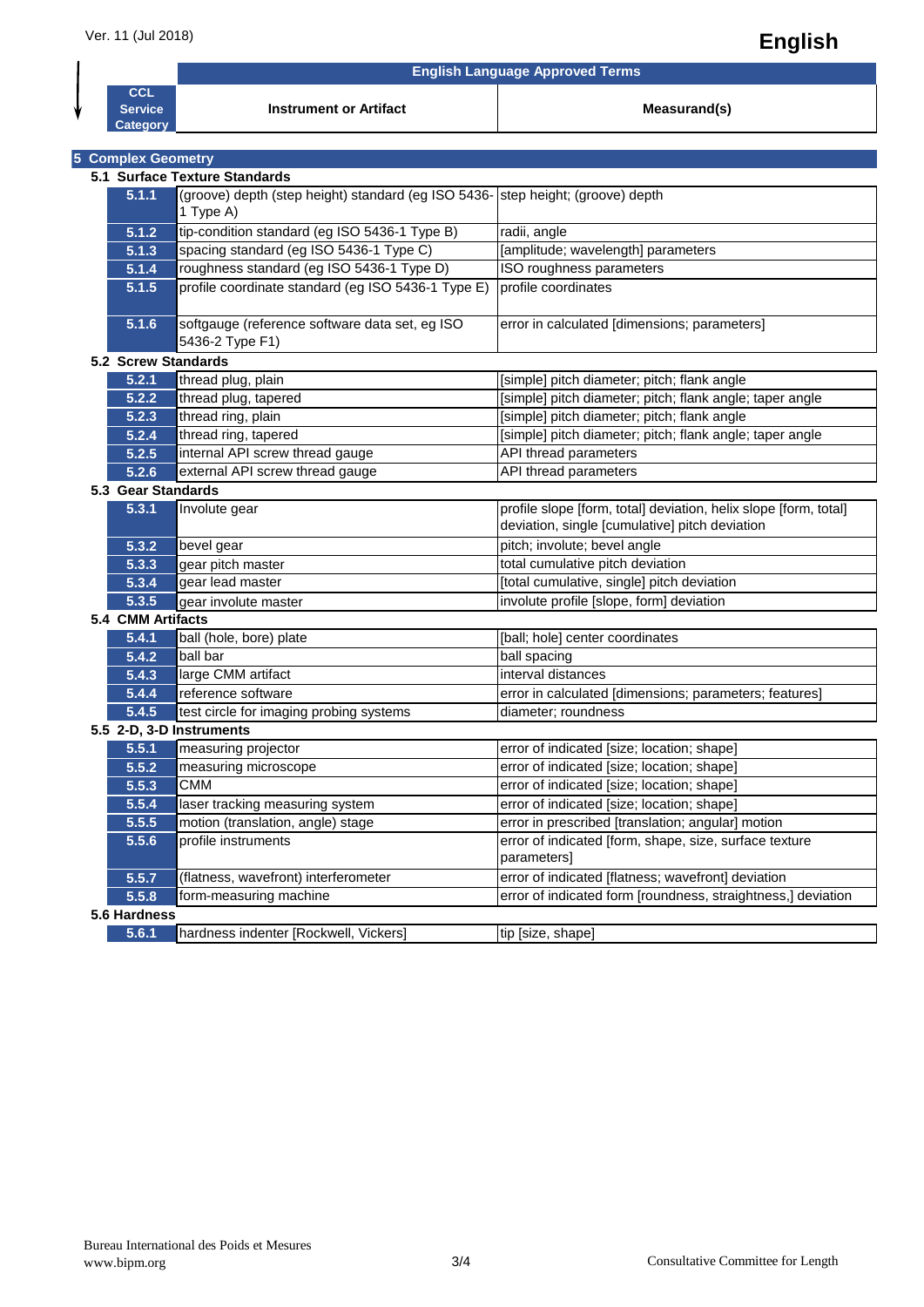Ver. 11 (Jul 2018)

# English

| CCL Service Category | English Language Approved Terms | |
|---|---|---|
| | Instrument or Artifact | Measurand(s) |

## 5 Complex Geometry

### 5.1 Surface Texture Standards

| | | |
|---|---|---|
| 5.1.1 | (groove) depth (step height) standard (eg ISO 5436-1 Type A) | step height; (groove) depth |
| 5.1.2 | tip-condition standard (eg ISO 5436-1 Type B) | radii, angle |
| 5.1.3 | spacing standard (eg ISO 5436-1 Type C) | [amplitude; wavelength] parameters |
| 5.1.4 | roughness standard (eg ISO 5436-1 Type D) | ISO roughness parameters |
| 5.1.5 | profile coordinate standard (eg ISO 5436-1 Type E) | profile coordinates |
| 5.1.6 | softgauge (reference software data set, eg ISO 5436-2 Type F1) | error in calculated [dimensions; parameters] |

### 5.2 Screw Standards

| | | |
|---|---|---|
| 5.2.1 | thread plug, plain | [simple] pitch diameter; pitch; flank angle |
| 5.2.2 | thread plug, tapered | [simple] pitch diameter; pitch; flank angle; taper angle |
| 5.2.3 | thread ring, plain | [simple] pitch diameter; pitch; flank angle |
| 5.2.4 | thread ring, tapered | [simple] pitch diameter; pitch; flank angle; taper angle |
| 5.2.5 | internal API screw thread gauge | API thread parameters |
| 5.2.6 | external API screw thread gauge | API thread parameters |

### 5.3 Gear Standards

| | | |
|---|---|---|
| 5.3.1 | Involute gear | profile slope [form, total] deviation, helix slope [form, total] deviation, single [cumulative] pitch deviation |
| 5.3.2 | bevel gear | pitch; involute; bevel angle |
| 5.3.3 | gear pitch master | total cumulative pitch deviation |
| 5.3.4 | gear lead master | [total cumulative, single] pitch deviation |
| 5.3.5 | gear involute master | involute profile [slope, form] deviation |

### 5.4 CMM Artifacts

| | | |
|---|---|---|
| 5.4.1 | ball (hole, bore) plate | [ball; hole] center coordinates |
| 5.4.2 | ball bar | ball spacing |
| 5.4.3 | large CMM artifact | interval distances |
| 5.4.4 | reference software | error in calculated [dimensions; parameters; features] |
| 5.4.5 | test circle for imaging probing systems | diameter; roundness |

### 5.5 2-D, 3-D Instruments

| | | |
|---|---|---|
| 5.5.1 | measuring projector | error of indicated [size; location; shape] |
| 5.5.2 | measuring microscope | error of indicated [size; location; shape] |
| 5.5.3 | CMM | error of indicated [size; location; shape] |
| 5.5.4 | laser tracking measuring system | error of indicated [size; location; shape] |
| 5.5.5 | motion (translation, angle) stage | error in prescribed [translation; angular] motion |
| 5.5.6 | profile instruments | error of indicated [form, shape, size, surface texture parameters] |
| 5.5.7 | (flatness, wavefront) interferometer | error of indicated [flatness; wavefront] deviation |
| 5.5.8 | form-measuring machine | error of indicated form [roundness, straightness,] deviation |

### 5.6 Hardness

| | | |
|---|---|---|
| 5.6.1 | hardness indenter [Rockwell, Vickers] | tip [size, shape] |

Bureau International des Poids et Mesures
www.bipm.org

Consultative Committee for Length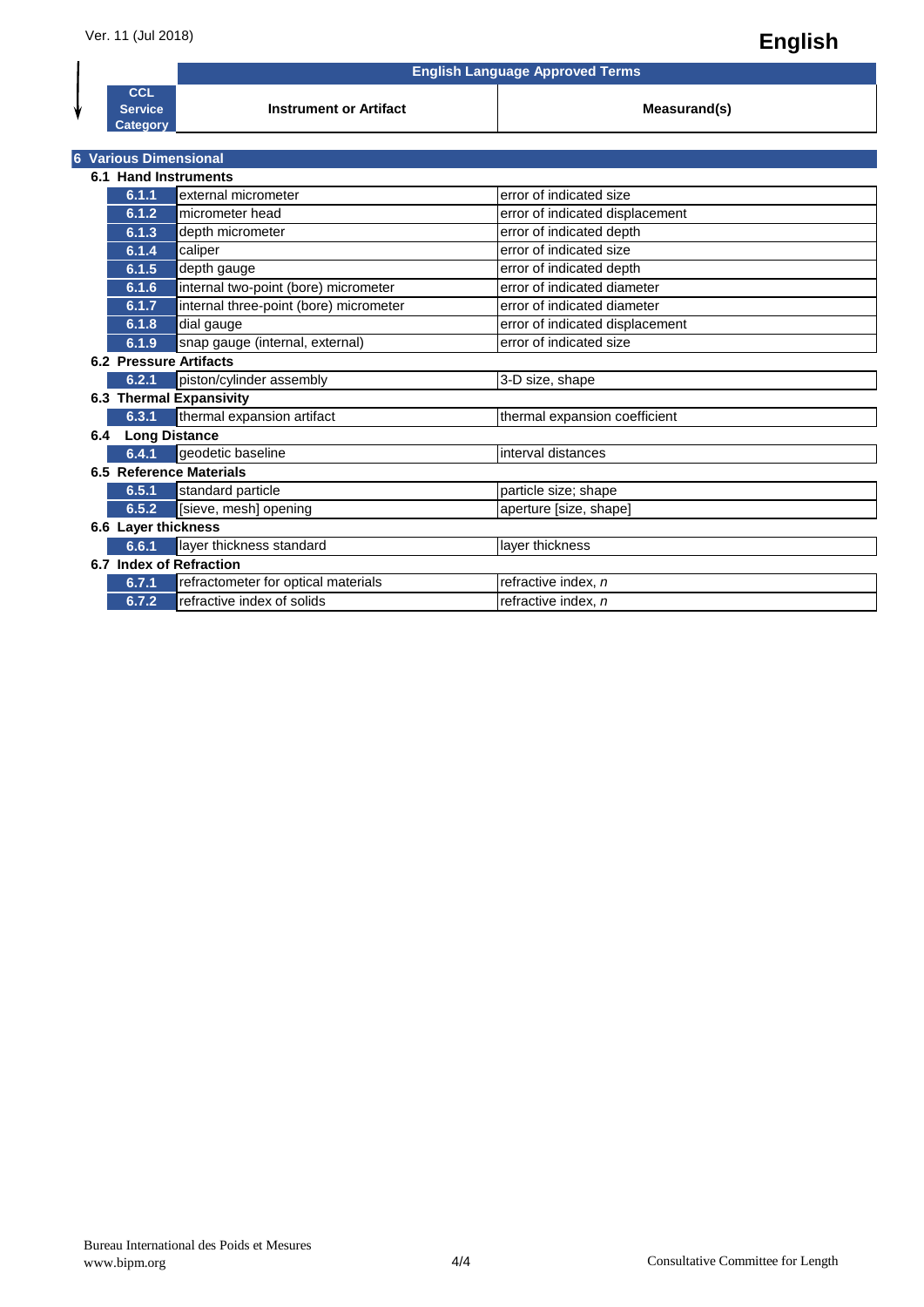| CCL Service Category | Instrument or Artifact | Measurand(s) |
| --- | --- | --- |
| | **English Language Approved Terms** | |
| **6 Various Dimensional** | | |
| **6.1 Hand Instruments** | | |
| 6.1.1 | external micrometer | error of indicated size |
| 6.1.2 | micrometer head | error of indicated displacement |
| 6.1.3 | depth micrometer | error of indicated depth |
| 6.1.4 | caliper | error of indicated size |
| 6.1.5 | depth gauge | error of indicated depth |
| 6.1.6 | internal two-point (bore) micrometer | error of indicated diameter |
| 6.1.7 | internal three-point (bore) micrometer | error of indicated diameter |
| 6.1.8 | dial gauge | error of indicated displacement |
| 6.1.9 | snap gauge (internal, external) | error of indicated size |
| **6.2 Pressure Artifacts** | | |
| 6.2.1 | piston/cylinder assembly | 3-D size, shape |
| **6.3 Thermal Expansivity** | | |
| 6.3.1 | thermal expansion artifact | thermal expansion coefficient |
| **6.4 Long Distance** | | |
| 6.4.1 | geodetic baseline | interval distances |
| **6.5 Reference Materials** | | |
| 6.5.1 | standard particle | particle size; shape |
| 6.5.2 | [sieve, mesh] opening | aperture [size, shape] |
| **6.6 Layer thickness** | | |
| 6.6.1 | layer thickness standard | layer thickness |
| **6.7 Index of Refraction** | | |
| 6.7.1 | refractometer for optical materials | refractive index, $n$ |
| 6.7.2 | refractive index of solids | refractive index, $n$ |